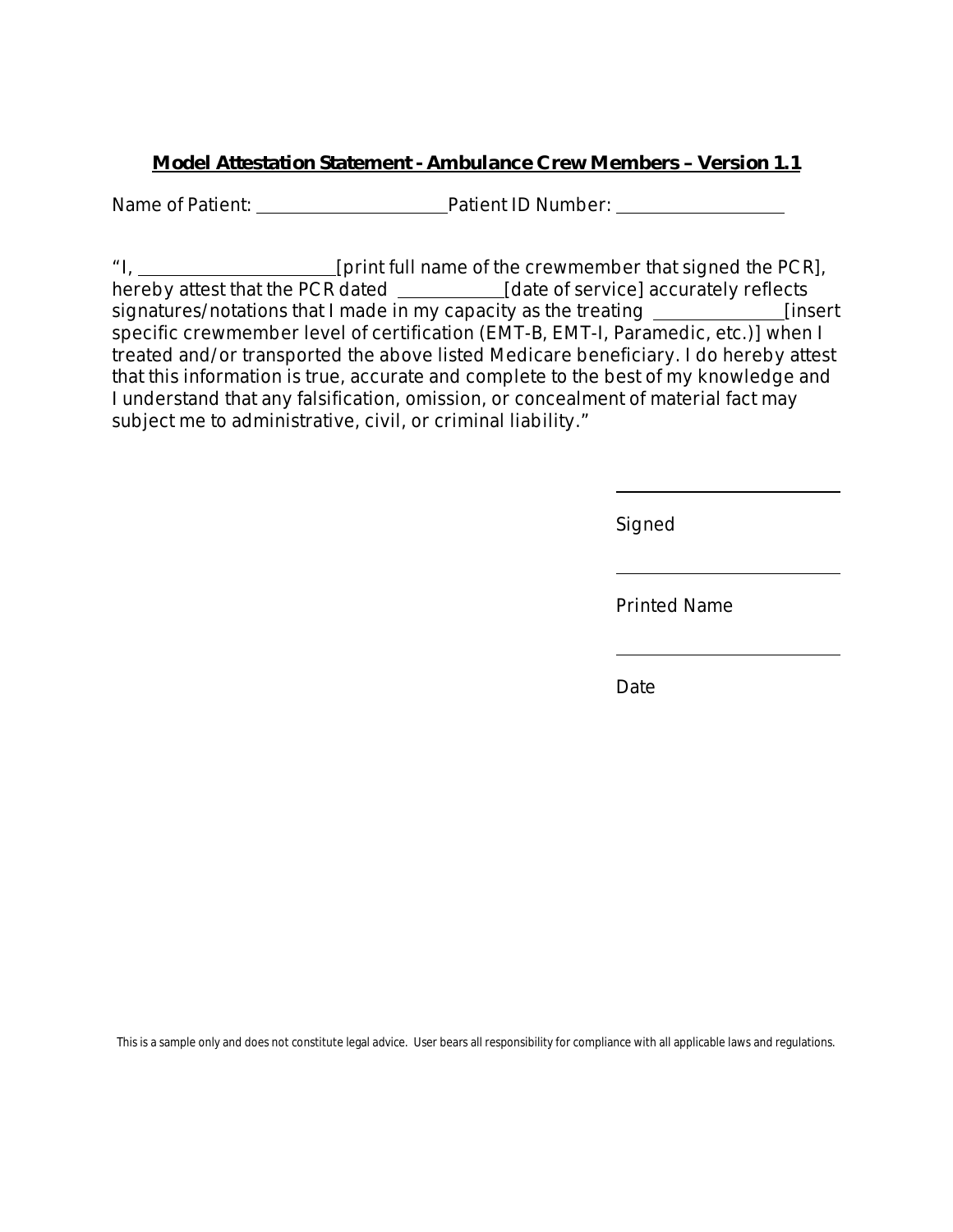**Model Attestation Statement - Ambulance Crew Members – Version 1.1**

Name of Patient: ____________________ Patient ID Number: ________________

"I, ____________________ [print full name of the crewmember that signed the PCR], hereby attest that the PCR dated __________ [date of service] accurately reflects signatures/notations that I made in my capacity as the treating ____________ [insert specific crewmember level of certification (EMT-B, EMT-I, Paramedic, etc.)] when I treated and/or transported the above listed Medicare beneficiary. I do hereby attest that this information is true, accurate and complete to the best of my knowledge and I understand that any falsification, omission, or concealment of material fact may subject me to administrative, civil, or criminal liability."

______________________

Signed

______________________

Printed Name

______________________

Date

This is a sample only and does not constitute legal advice. User bears all responsibility for compliance with all applicable laws and regulations.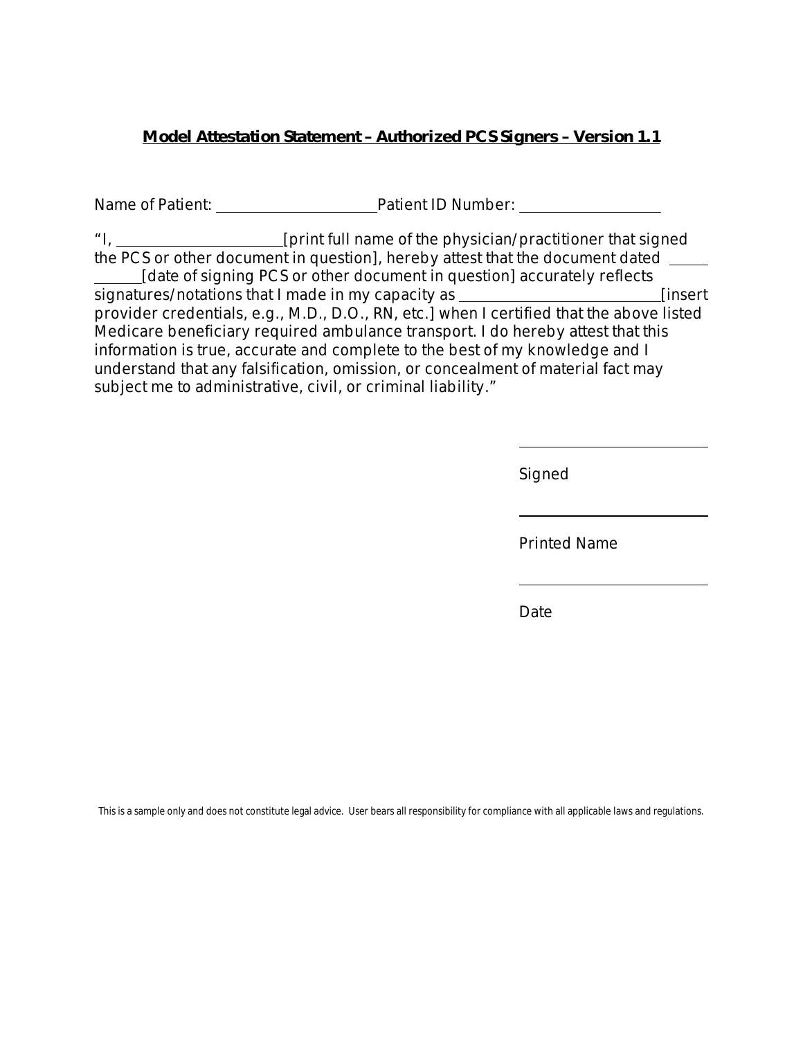**Model Attestation Statement – Authorized PCS Signers – Version 1.1**

Name of Patient: ____________________ Patient ID Number: __________________

"I, ______________________ [print full name of the physician/practitioner that signed the PCS or other document in question], hereby attest that the document dated ___________ [date of signing PCS or other document in question] accurately reflects signatures/notations that I made in my capacity as ________________________ [insert provider credentials, e.g., M.D., D.O., RN, etc.] when I certified that the above listed Medicare beneficiary required ambulance transport. I do hereby attest that this information is true, accurate and complete to the best of my knowledge and I understand that any falsification, omission, or concealment of material fact may subject me to administrative, civil, or criminal liability."

________________________

Signed

________________________

Printed Name

________________________

Date

This is a sample only and does not constitute legal advice. User bears all responsibility for compliance with all applicable laws and regulations.